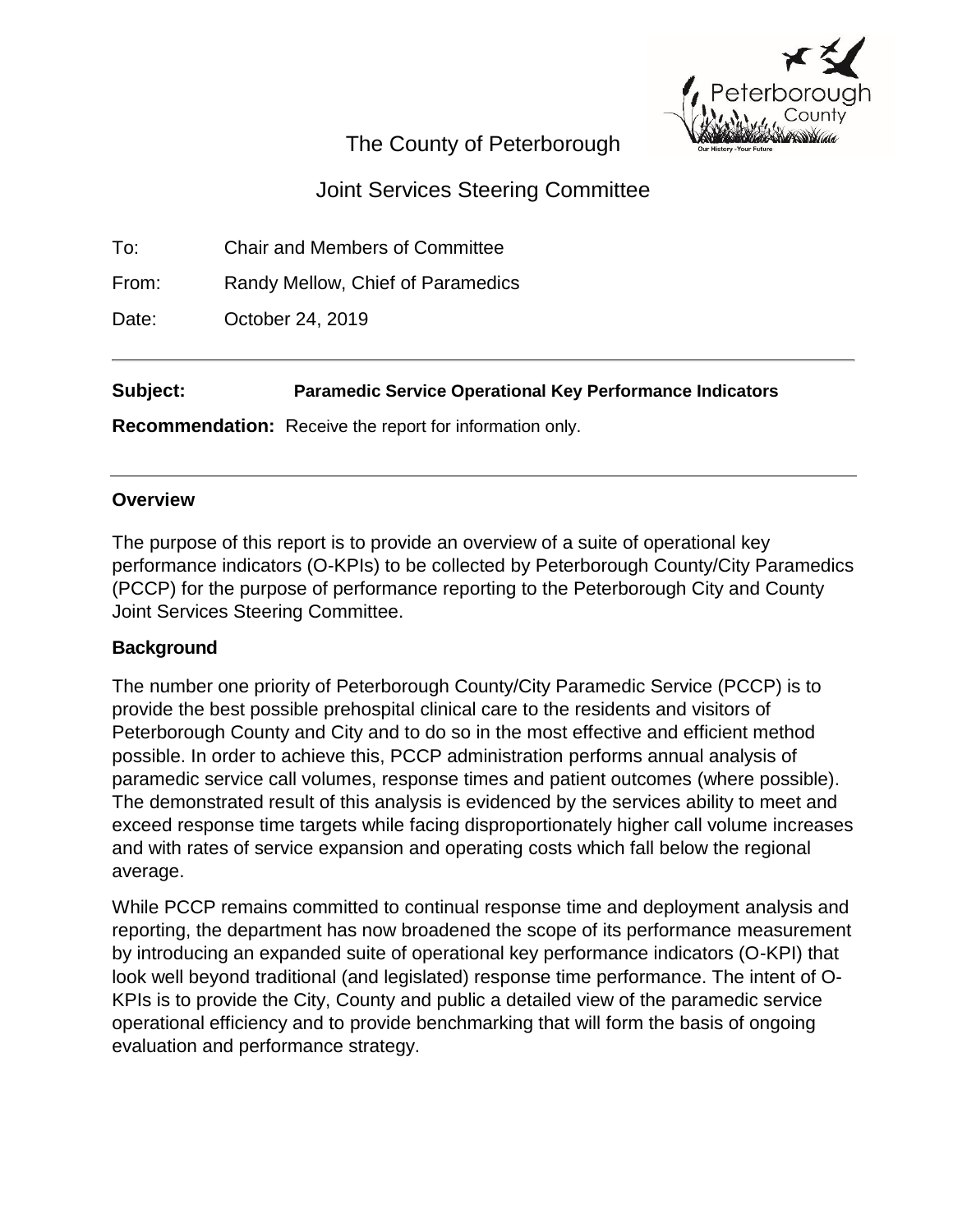The County of Peterborough

Joint Services Steering Committee

To: Chair and Members of Committee

From: Randy Mellow, Chief of Paramedics

Date: October 24, 2019

---

**Subject:** **Paramedic Service Operational Key Performance Indicators**

**Recommendation:** Receive the report for information only.

---

## Overview

The purpose of this report is to provide an overview of a suite of operational key performance indicators (O-KPIs) to be collected by Peterborough County/City Paramedics (PCCP) for the purpose of performance reporting to the Peterborough City and County Joint Services Steering Committee.

## Background

The number one priority of Peterborough County/City Paramedic Service (PCCP) is to provide the best possible prehospital clinical care to the residents and visitors of Peterborough County and City and to do so in the most effective and efficient method possible. In order to achieve this, PCCP administration performs annual analysis of paramedic service call volumes, response times and patient outcomes (where possible). The demonstrated result of this analysis is evidenced by the services ability to meet and exceed response time targets while facing disproportionately higher call volume increases and with rates of service expansion and operating costs which fall below the regional average.

While PCCP remains committed to continual response time and deployment analysis and reporting, the department has now broadened the scope of its performance measurement by introducing an expanded suite of operational key performance indicators (O-KPI) that look well beyond traditional (and legislated) response time performance. The intent of O-KPIs is to provide the City, County and public a detailed view of the paramedic service operational efficiency and to provide benchmarking that will form the basis of ongoing evaluation and performance strategy.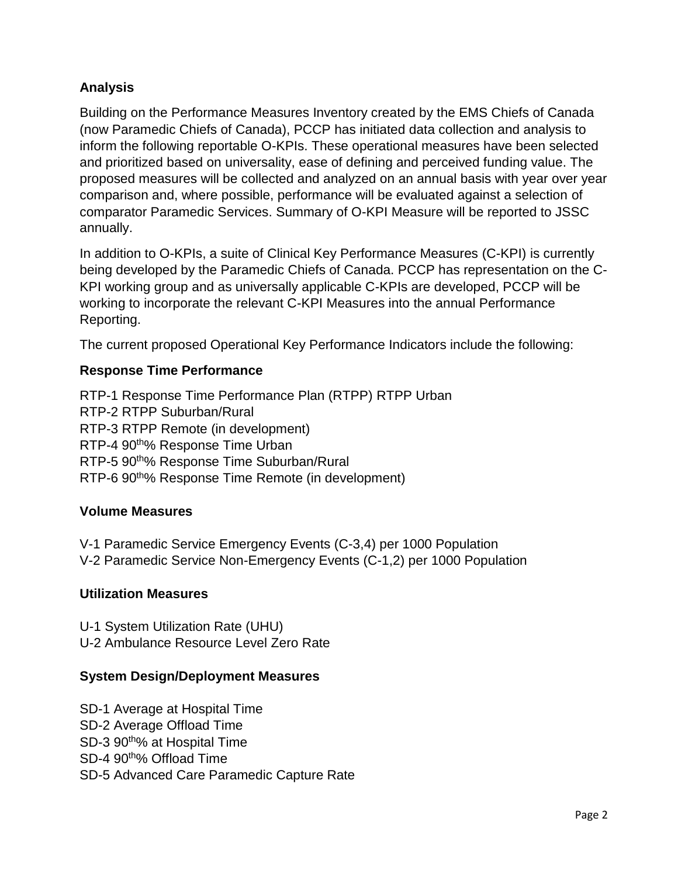## Analysis

Building on the Performance Measures Inventory created by the EMS Chiefs of Canada (now Paramedic Chiefs of Canada), PCCP has initiated data collection and analysis to inform the following reportable O-KPIs. These operational measures have been selected and prioritized based on universality, ease of defining and perceived funding value. The proposed measures will be collected and analyzed on an annual basis with year over year comparison and, where possible, performance will be evaluated against a selection of comparator Paramedic Services. Summary of O-KPI Measure will be reported to JSSC annually.

In addition to O-KPIs, a suite of Clinical Key Performance Measures (C-KPI) is currently being developed by the Paramedic Chiefs of Canada. PCCP has representation on the C-KPI working group and as universally applicable C-KPIs are developed, PCCP will be working to incorporate the relevant C-KPI Measures into the annual Performance Reporting.

The current proposed Operational Key Performance Indicators include the following:

### Response Time Performance

RTP-1 Response Time Performance Plan (RTPP) RTPP Urban
RTP-2 RTPP Suburban/Rural
RTP-3 RTPP Remote (in development)
RTP-4 90th% Response Time Urban
RTP-5 90th% Response Time Suburban/Rural
RTP-6 90th% Response Time Remote (in development)

### Volume Measures

V-1 Paramedic Service Emergency Events (C-3,4) per 1000 Population
V-2 Paramedic Service Non-Emergency Events (C-1,2) per 1000 Population

### Utilization Measures

U-1 System Utilization Rate (UHU)
U-2 Ambulance Resource Level Zero Rate

### System Design/Deployment Measures

SD-1 Average at Hospital Time
SD-2 Average Offload Time
SD-3 90th% at Hospital Time
SD-4 90th% Offload Time
SD-5 Advanced Care Paramedic Capture Rate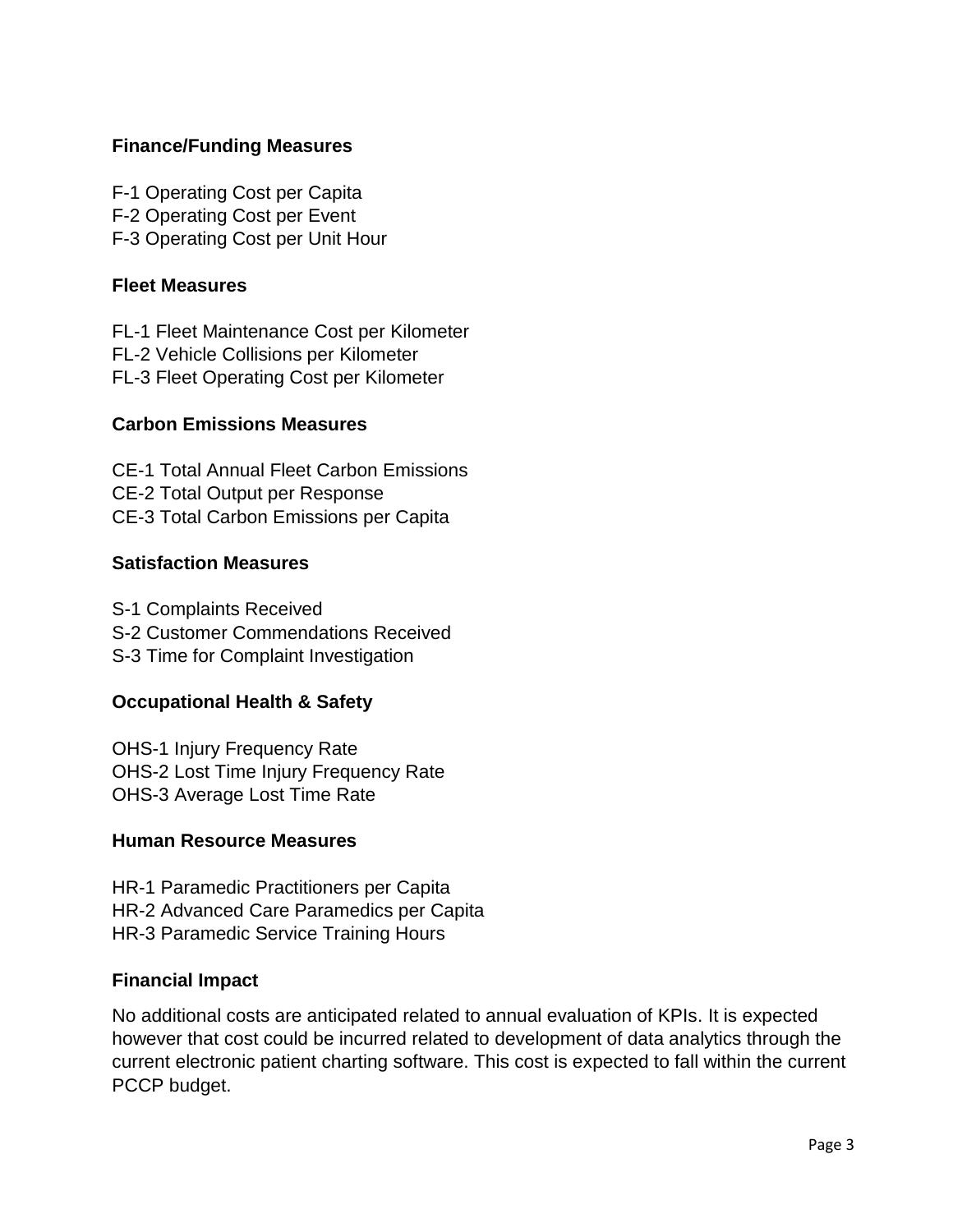**Finance/Funding Measures**

F-1 Operating Cost per Capita
F-2 Operating Cost per Event
F-3 Operating Cost per Unit Hour

**Fleet Measures**

FL-1 Fleet Maintenance Cost per Kilometer
FL-2 Vehicle Collisions per Kilometer
FL-3 Fleet Operating Cost per Kilometer

**Carbon Emissions Measures**

CE-1 Total Annual Fleet Carbon Emissions
CE-2 Total Output per Response
CE-3 Total Carbon Emissions per Capita

**Satisfaction Measures**

S-1 Complaints Received
S-2 Customer Commendations Received
S-3 Time for Complaint Investigation

**Occupational Health & Safety**

OHS-1 Injury Frequency Rate
OHS-2 Lost Time Injury Frequency Rate
OHS-3 Average Lost Time Rate

**Human Resource Measures**

HR-1 Paramedic Practitioners per Capita
HR-2 Advanced Care Paramedics per Capita
HR-3 Paramedic Service Training Hours

**Financial Impact**

No additional costs are anticipated related to annual evaluation of KPIs. It is expected however that cost could be incurred related to development of data analytics through the current electronic patient charting software. This cost is expected to fall within the current PCCP budget.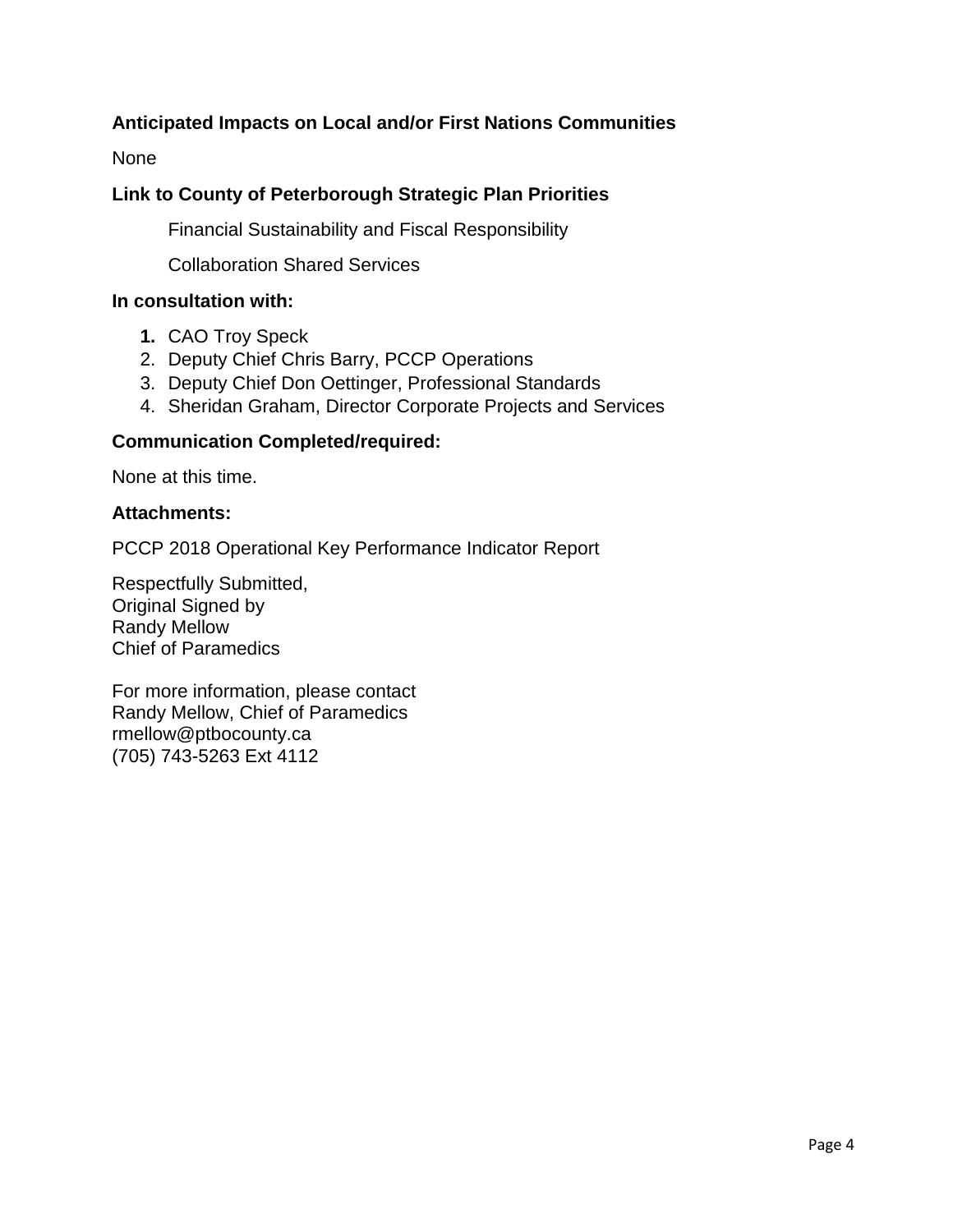### Anticipated Impacts on Local and/or First Nations Communities

None

### Link to County of Peterborough Strategic Plan Priorities

Financial Sustainability and Fiscal Responsibility

Collaboration Shared Services

### In consultation with:

1. CAO Troy Speck
2. Deputy Chief Chris Barry, PCCP Operations
3. Deputy Chief Don Oettinger, Professional Standards
4. Sheridan Graham, Director Corporate Projects and Services

### Communication Completed/required:

None at this time.

### Attachments:

PCCP 2018 Operational Key Performance Indicator Report

Respectfully Submitted,
Original Signed by
Randy Mellow
Chief of Paramedics

For more information, please contact
Randy Mellow, Chief of Paramedics
rmellow@ptbocounty.ca
(705) 743-5263 Ext 4112